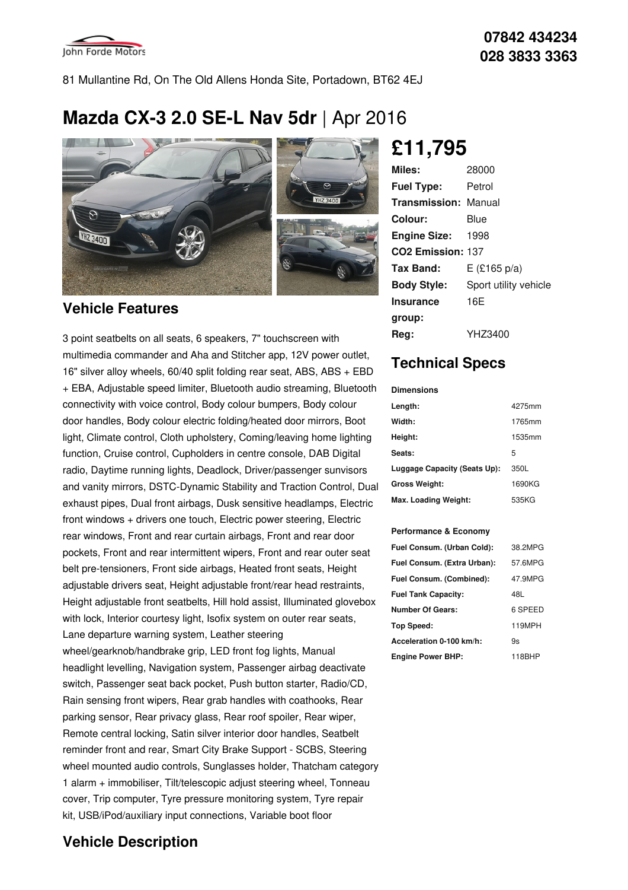John Forde Motors

07842 434234
028 3833 3363

81 Mullantine Rd, On The Old Allens Honda Site, Portadown, BT62 4EJ

# Mazda CX-3 2.0 SE-L Nav 5dr | Apr 2016

## £11,795

| | |
|---|---|
| **Miles:** | 28000 |
| **Fuel Type:** | Petrol |
| **Transmission:** | Manual |
| **Colour:** | Blue |
| **Engine Size:** | 1998 |
| **CO2 Emission:** | 137 |
| **Tax Band:** | E (£165 p/a) |
| **Body Style:** | Sport utility vehicle |
| **Insurance group:** | 16E |
| **Reg:** | YHZ3400 |

## Vehicle Features

3 point seatbelts on all seats, 6 speakers, 7" touchscreen with multimedia commander and Aha and Stitcher app, 12V power outlet, 16" silver alloy wheels, 60/40 split folding rear seat, ABS, ABS + EBD + EBA, Adjustable speed limiter, Bluetooth audio streaming, Bluetooth connectivity with voice control, Body colour bumpers, Body colour door handles, Body colour electric folding/heated door mirrors, Boot light, Climate control, Cloth upholstery, Coming/leaving home lighting function, Cruise control, Cupholders in centre console, DAB Digital radio, Daytime running lights, Deadlock, Driver/passenger sunvisors and vanity mirrors, DSTC-Dynamic Stability and Traction Control, Dual exhaust pipes, Dual front airbags, Dusk sensitive headlamps, Electric front windows + drivers one touch, Electric power steering, Electric rear windows, Front and rear curtain airbags, Front and rear door pockets, Front and rear intermittent wipers, Front and rear outer seat belt pre-tensioners, Front side airbags, Heated front seats, Height adjustable drivers seat, Height adjustable front/rear head restraints, Height adjustable front seatbelts, Hill hold assist, Illuminated glovebox with lock, Interior courtesy light, Isofix system on outer rear seats, Lane departure warning system, Leather steering wheel/gearknob/handbrake grip, LED front fog lights, Manual headlight levelling, Navigation system, Passenger airbag deactivate switch, Passenger seat back pocket, Push button starter, Radio/CD, Rain sensing front wipers, Rear grab handles with coathooks, Rear parking sensor, Rear privacy glass, Rear roof spoiler, Rear wiper, Remote central locking, Satin silver interior door handles, Seatbelt reminder front and rear, Smart City Brake Support - SCBS, Steering wheel mounted audio controls, Sunglasses holder, Thatcham category 1 alarm + immobiliser, Tilt/telescopic adjust steering wheel, Tonneau cover, Trip computer, Tyre pressure monitoring system, Tyre repair kit, USB/iPod/auxiliary input connections, Variable boot floor

## Technical Specs

**Dimensions**

| | |
|---|---|
| **Length:** | 4275mm |
| **Width:** | 1765mm |
| **Height:** | 1535mm |
| **Seats:** | 5 |
| **Luggage Capacity (Seats Up):** | 350L |
| **Gross Weight:** | 1690KG |
| **Max. Loading Weight:** | 535KG |

**Performance & Economy**

| | |
|---|---|
| **Fuel Consum. (Urban Cold):** | 38.2MPG |
| **Fuel Consum. (Extra Urban):** | 57.6MPG |
| **Fuel Consum. (Combined):** | 47.9MPG |
| **Fuel Tank Capacity:** | 48L |
| **Number Of Gears:** | 6 SPEED |
| **Top Speed:** | 119MPH |
| **Acceleration 0-100 km/h:** | 9s |
| **Engine Power BHP:** | 118BHP |

## Vehicle Description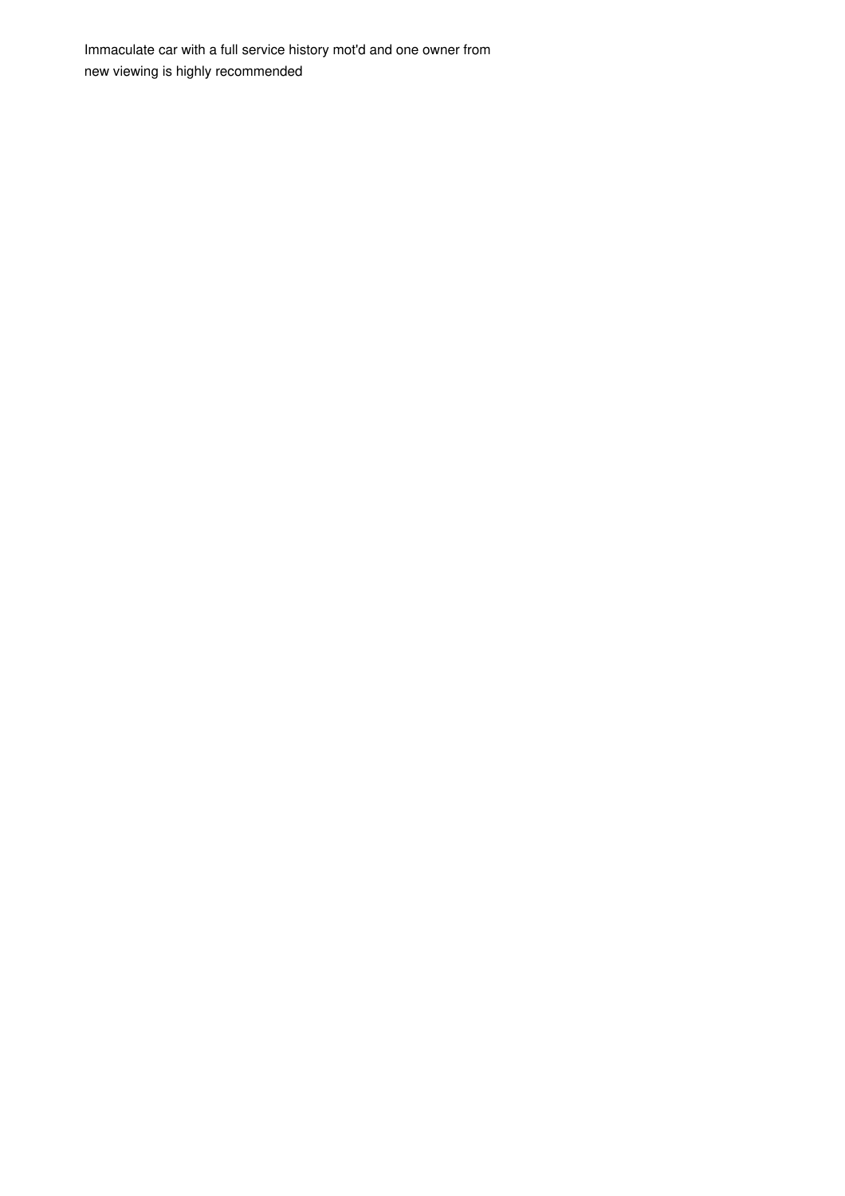Immaculate car with a full service history mot'd and one owner from new viewing is highly recommended